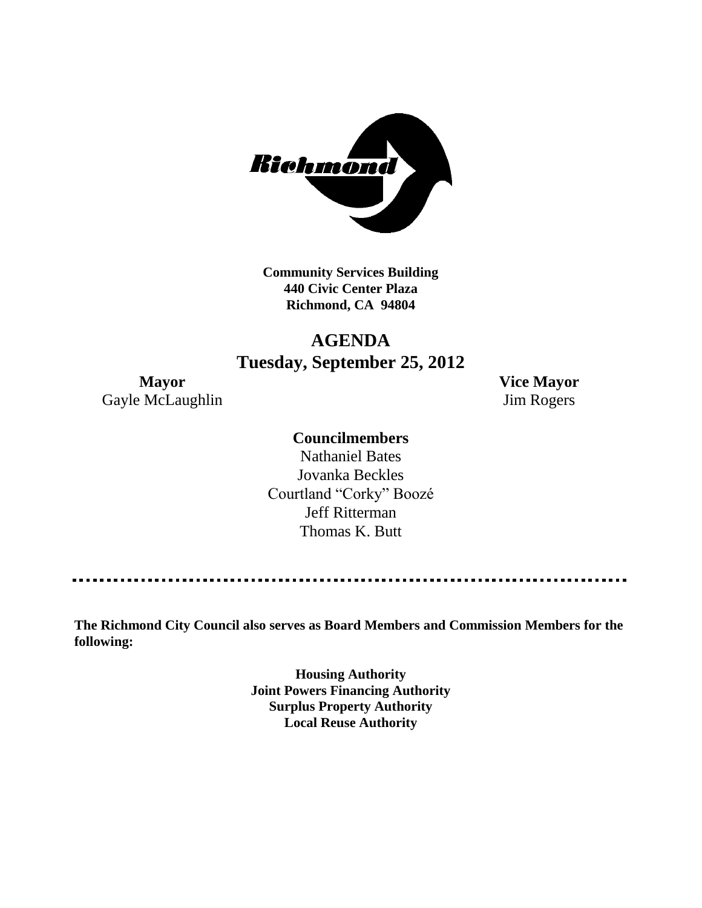**Community Services Building**
**440 Civic Center Plaza**
**Richmond, CA 94804**

# AGENDA
## Tuesday, September 25, 2012

**Mayor**
Gayle McLaughlin

**Vice Mayor**
Jim Rogers

**Councilmembers**

Nathaniel Bates
Jovanka Beckles
Courtland "Corky" Boozé
Jeff Ritterman
Thomas K. Butt

---

**The Richmond City Council also serves as Board Members and Commission Members for the following:**

**Housing Authority**
**Joint Powers Financing Authority**
**Surplus Property Authority**
**Local Reuse Authority**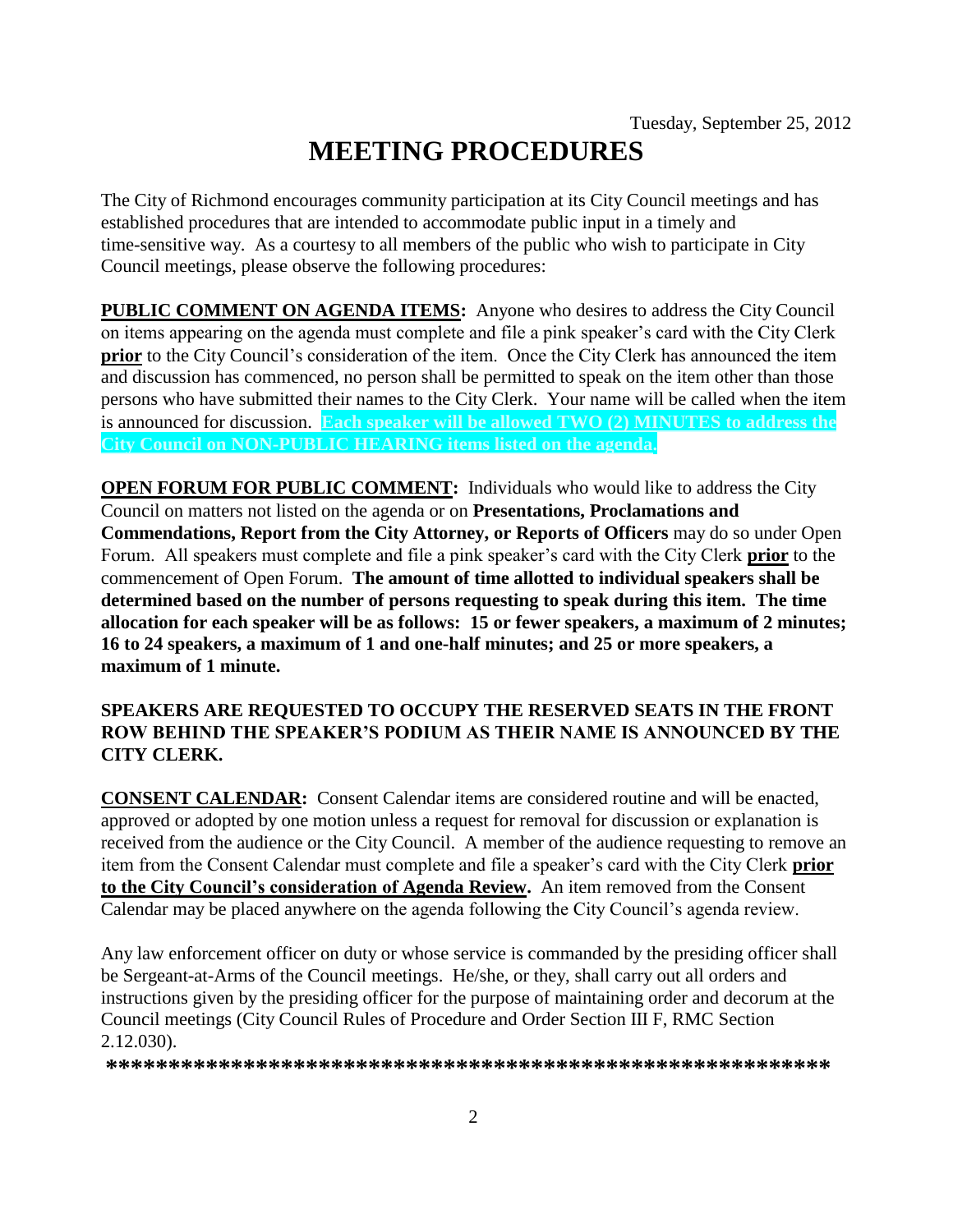Tuesday, September 25, 2012

# MEETING PROCEDURES

The City of Richmond encourages community participation at its City Council meetings and has established procedures that are intended to accommodate public input in a timely and time-sensitive way. As a courtesy to all members of the public who wish to participate in City Council meetings, please observe the following procedures:

**PUBLIC COMMENT ON AGENDA ITEMS:** Anyone who desires to address the City Council on items appearing on the agenda must complete and file a pink speaker's card with the City Clerk **prior** to the City Council's consideration of the item. Once the City Clerk has announced the item and discussion has commenced, no person shall be permitted to speak on the item other than those persons who have submitted their names to the City Clerk. Your name will be called when the item is announced for discussion. **Each speaker will be allowed TWO (2) MINUTES to address the City Council on NON-PUBLIC HEARING items listed on the agenda.**

**OPEN FORUM FOR PUBLIC COMMENT:** Individuals who would like to address the City Council on matters not listed on the agenda or on **Presentations, Proclamations and Commendations, Report from the City Attorney, or Reports of Officers** may do so under Open Forum. All speakers must complete and file a pink speaker's card with the City Clerk **prior** to the commencement of Open Forum. **The amount of time allotted to individual speakers shall be determined based on the number of persons requesting to speak during this item. The time allocation for each speaker will be as follows: 15 or fewer speakers, a maximum of 2 minutes; 16 to 24 speakers, a maximum of 1 and one-half minutes; and 25 or more speakers, a maximum of 1 minute.**

**SPEAKERS ARE REQUESTED TO OCCUPY THE RESERVED SEATS IN THE FRONT ROW BEHIND THE SPEAKER'S PODIUM AS THEIR NAME IS ANNOUNCED BY THE CITY CLERK.**

**CONSENT CALENDAR:** Consent Calendar items are considered routine and will be enacted, approved or adopted by one motion unless a request for removal for discussion or explanation is received from the audience or the City Council. A member of the audience requesting to remove an item from the Consent Calendar must complete and file a speaker's card with the City Clerk **prior to the City Council's consideration of Agenda Review.** An item removed from the Consent Calendar may be placed anywhere on the agenda following the City Council's agenda review.

Any law enforcement officer on duty or whose service is commanded by the presiding officer shall be Sergeant-at-Arms of the Council meetings. He/she, or they, shall carry out all orders and instructions given by the presiding officer for the purpose of maintaining order and decorum at the Council meetings (City Council Rules of Procedure and Order Section III F, RMC Section 2.12.030).

**\*\*\*\*\*\*\*\*\*\*\*\*\*\*\*\*\*\*\*\*\*\*\*\*\*\*\*\*\*\*\*\*\*\*\*\*\*\*\*\*\*\*\*\*\*\*\*\*\*\*\*\*\*\*\*\*\*\*\*\***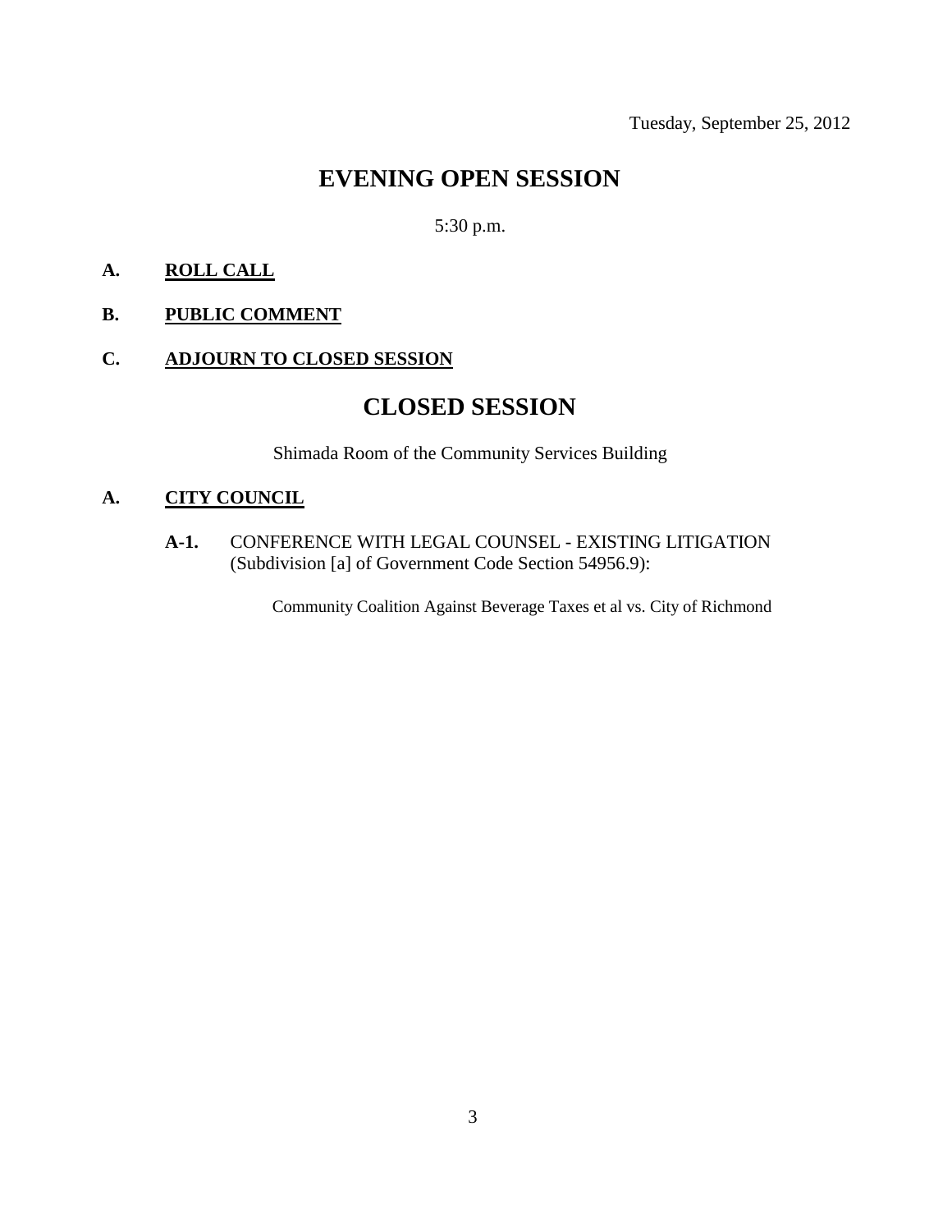Tuesday, September 25, 2012

# EVENING OPEN SESSION

5:30 p.m.

**A. ROLL CALL**

**B. PUBLIC COMMENT**

**C. ADJOURN TO CLOSED SESSION**

# CLOSED SESSION

Shimada Room of the Community Services Building

**A. CITY COUNCIL**

**A-1.** CONFERENCE WITH LEGAL COUNSEL - EXISTING LITIGATION (Subdivision [a] of Government Code Section 54956.9):

Community Coalition Against Beverage Taxes et al vs. City of Richmond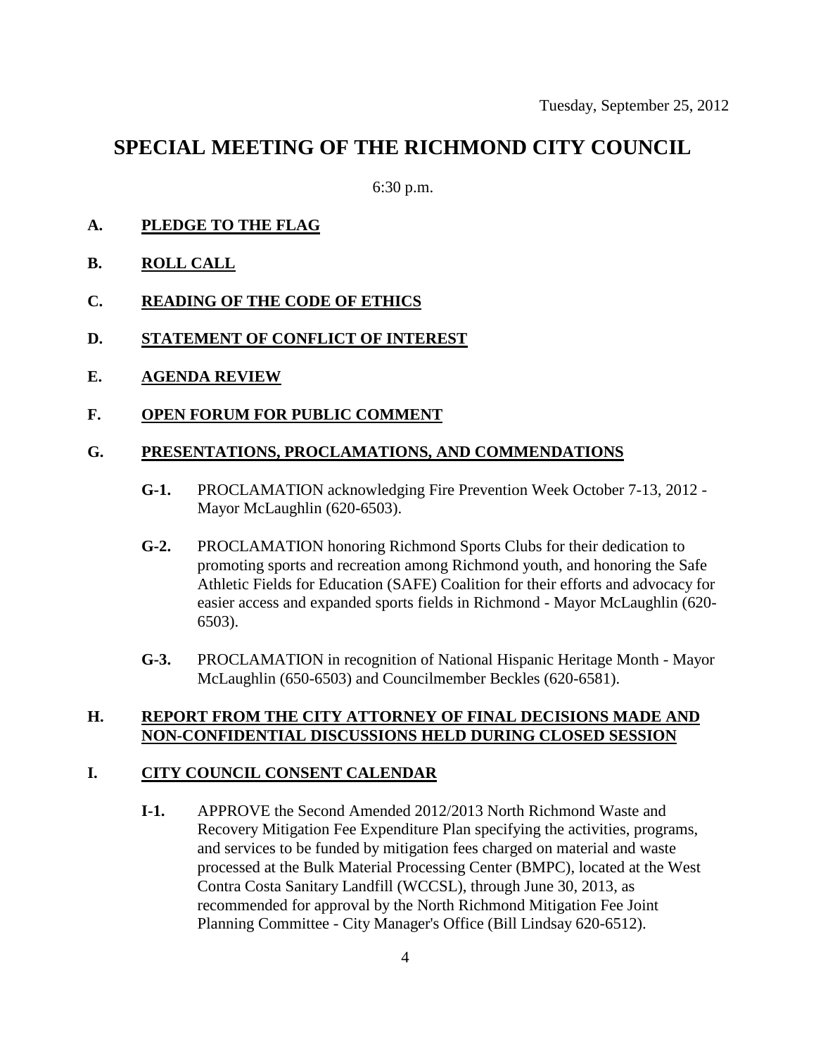Tuesday, September 25, 2012

# SPECIAL MEETING OF THE RICHMOND CITY COUNCIL

6:30 p.m.

**A. PLEDGE TO THE FLAG**

**B. ROLL CALL**

**C. READING OF THE CODE OF ETHICS**

**D. STATEMENT OF CONFLICT OF INTEREST**

**E. AGENDA REVIEW**

**F. OPEN FORUM FOR PUBLIC COMMENT**

**G. PRESENTATIONS, PROCLAMATIONS, AND COMMENDATIONS**

**G-1.** PROCLAMATION acknowledging Fire Prevention Week October 7-13, 2012 - Mayor McLaughlin (620-6503).

**G-2.** PROCLAMATION honoring Richmond Sports Clubs for their dedication to promoting sports and recreation among Richmond youth, and honoring the Safe Athletic Fields for Education (SAFE) Coalition for their efforts and advocacy for easier access and expanded sports fields in Richmond - Mayor McLaughlin (620-6503).

**G-3.** PROCLAMATION in recognition of National Hispanic Heritage Month - Mayor McLaughlin (650-6503) and Councilmember Beckles (620-6581).

**H. REPORT FROM THE CITY ATTORNEY OF FINAL DECISIONS MADE AND NON-CONFIDENTIAL DISCUSSIONS HELD DURING CLOSED SESSION**

**I. CITY COUNCIL CONSENT CALENDAR**

**I-1.** APPROVE the Second Amended 2012/2013 North Richmond Waste and Recovery Mitigation Fee Expenditure Plan specifying the activities, programs, and services to be funded by mitigation fees charged on material and waste processed at the Bulk Material Processing Center (BMPC), located at the West Contra Costa Sanitary Landfill (WCCSL), through June 30, 2013, as recommended for approval by the North Richmond Mitigation Fee Joint Planning Committee - City Manager's Office (Bill Lindsay 620-6512).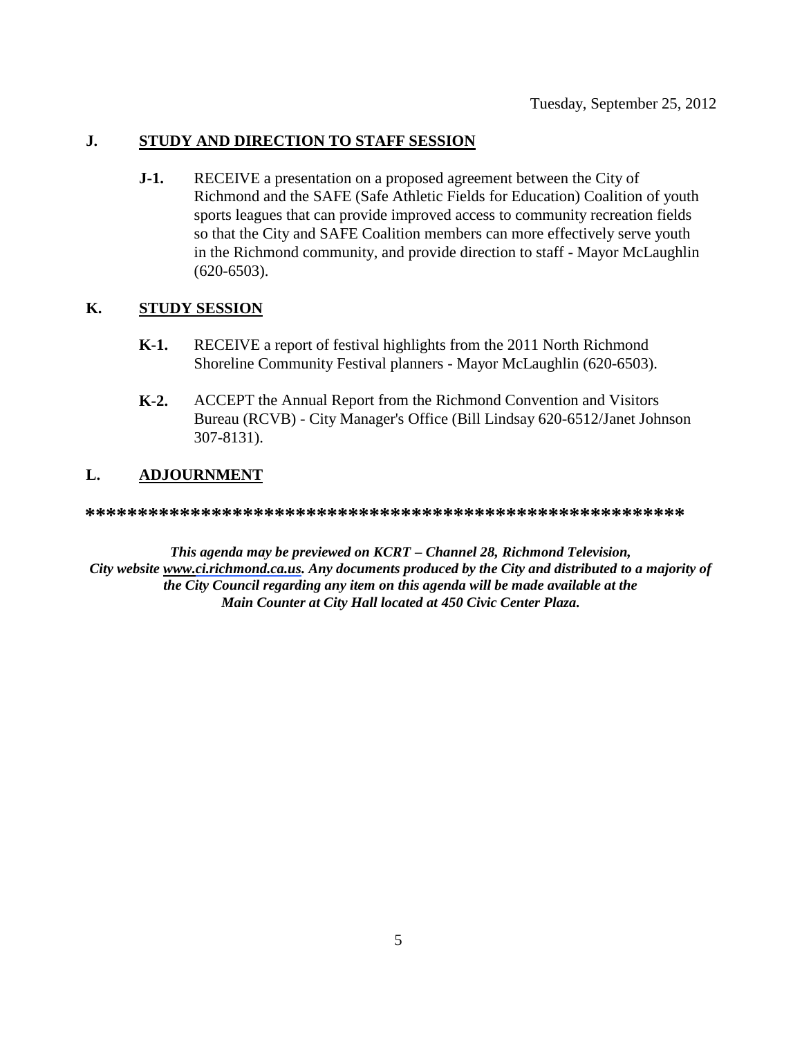Tuesday, September 25, 2012

## J. STUDY AND DIRECTION TO STAFF SESSION

**J-1.** RECEIVE a presentation on a proposed agreement between the City of Richmond and the SAFE (Safe Athletic Fields for Education) Coalition of youth sports leagues that can provide improved access to community recreation fields so that the City and SAFE Coalition members can more effectively serve youth in the Richmond community, and provide direction to staff - Mayor McLaughlin (620-6503).

## K. STUDY SESSION

**K-1.** RECEIVE a report of festival highlights from the 2011 North Richmond Shoreline Community Festival planners - Mayor McLaughlin (620-6503).

**K-2.** ACCEPT the Annual Report from the Richmond Convention and Visitors Bureau (RCVB) - City Manager's Office (Bill Lindsay 620-6512/Janet Johnson 307-8131).

## L. ADJOURNMENT

**************************************************************

***This agenda may be previewed on KCRT – Channel 28, Richmond Television, City website www.ci.richmond.ca.us. Any documents produced by the City and distributed to a majority of the City Council regarding any item on this agenda will be made available at the Main Counter at City Hall located at 450 Civic Center Plaza.***